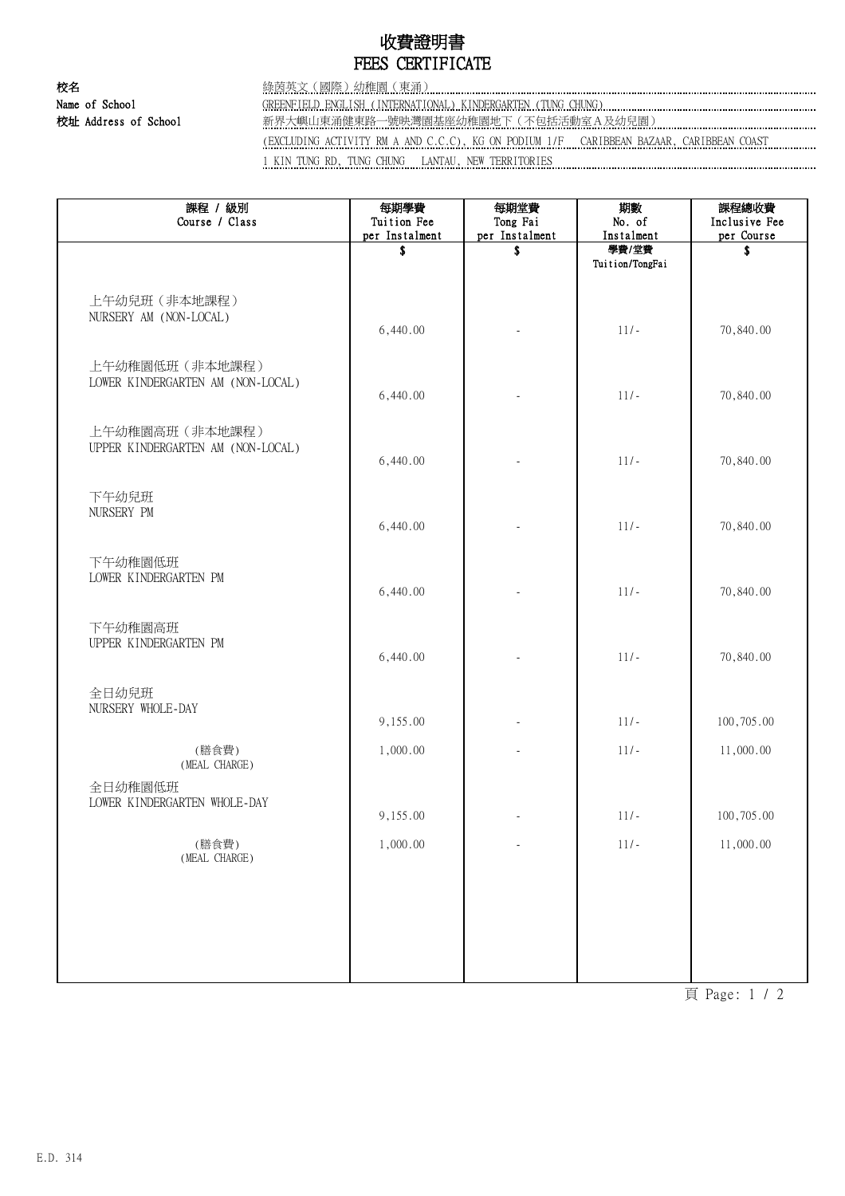# 收費證明書
# FEES CERTIFICATE

**校名**
**Name of School**
綠茵英文(國際)幼稚園(東涌)
GREENFIELD ENGLISH (INTERNATIONAL) KINDERGARTEN (TUNG CHUNG)

**校址 Address of School**
新界大嶼山東涌健東路一號映灣園基座幼稚園地下(不包括活動室A及幼兒園)
(EXCLUDING ACTIVITY RM A AND C.C.C), KG ON PODIUM 1/F CARIBBEAN BAZAAR, CARIBBEAN COAST
1 KIN TUNG RD, TUNG CHUNG LANTAU, NEW TERRITORIES

| 課程 / 級別<br>Course / Class | 每期學費<br>Tuition Fee<br>per Instalment<br>$ | 每期堂費<br>Tong Fai<br>per Instalment<br>$ | 期數<br>No. of<br>Instalment<br>學費/堂費<br>Tuition/TongFai | 課程總收費<br>Inclusive Fee<br>per Course<br>$ |
|---|---|---|---|---|
| 上午幼兒班(非本地課程)<br>NURSERY AM (NON-LOCAL) | 6,440.00 | - | 11/- | 70,840.00 |
| 上午幼稚園低班(非本地課程)<br>LOWER KINDERGARTEN AM (NON-LOCAL) | 6,440.00 | - | 11/- | 70,840.00 |
| 上午幼稚園高班(非本地課程)<br>UPPER KINDERGARTEN AM (NON-LOCAL) | 6,440.00 | - | 11/- | 70,840.00 |
| 下午幼兒班<br>NURSERY PM | 6,440.00 | - | 11/- | 70,840.00 |
| 下午幼稚園低班<br>LOWER KINDERGARTEN PM | 6,440.00 | - | 11/- | 70,840.00 |
| 下午幼稚園高班<br>UPPER KINDERGARTEN PM | 6,440.00 | - | 11/- | 70,840.00 |
| 全日幼兒班<br>NURSERY WHOLE-DAY | 9,155.00 | - | 11/- | 100,705.00 |
| (膳食費)<br>(MEAL CHARGE) | 1,000.00 | - | 11/- | 11,000.00 |
| 全日幼稚園低班<br>LOWER KINDERGARTEN WHOLE-DAY | 9,155.00 | - | 11/- | 100,705.00 |
| (膳食費)<br>(MEAL CHARGE) | 1,000.00 | - | 11/- | 11,000.00 |

E.D. 314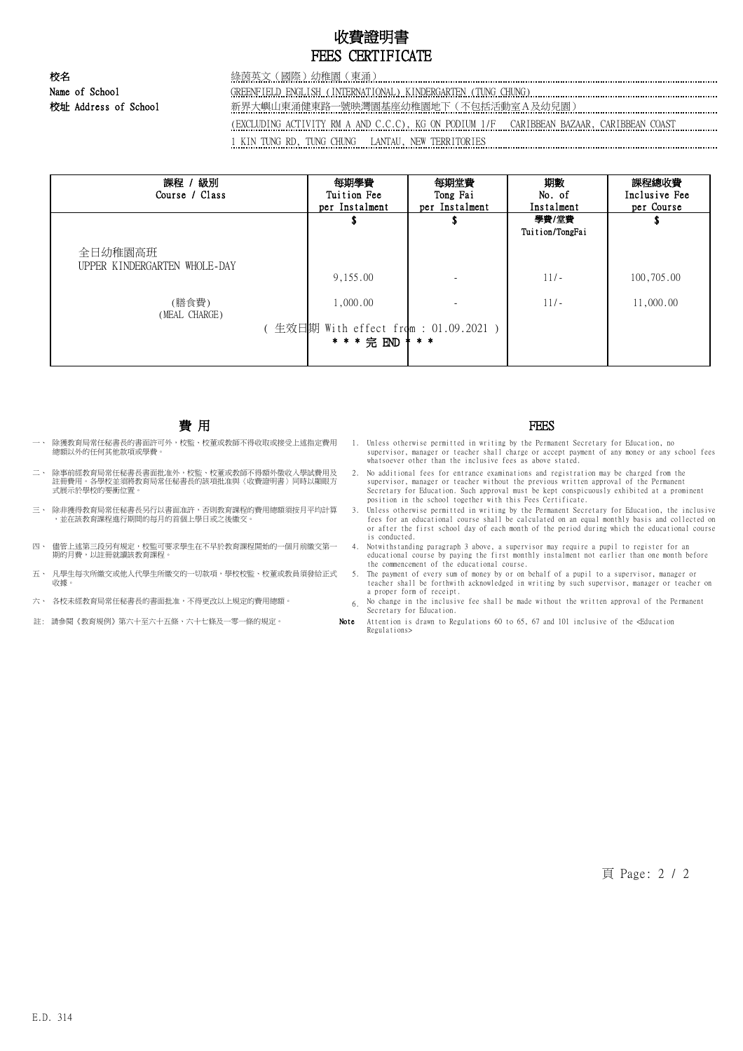# 收費證明書
# FEES CERTIFICATE

**校名** 綠茵英文(國際)幼稚園(東涌)

**Name of School** GREENFIELD ENGLISH (INTERNATIONAL) KINDERGARTEN (TUNG CHUNG)

**校址 Address of School** 新界大嶼山東涌健東路一號映灣園基座幼稚園地下(不包括活動室A及幼兒園)

(EXCLUDING ACTIVITY RM A AND C.C.C), KG ON PODIUM 1/F CARIBBEAN BAZAAR, CARIBBEAN COAST

1 KIN TUNG RD, TUNG CHUNG LANTAU, NEW TERRITORIES

| 課程 / 級別<br>Course / Class | 每期學費<br>Tuition Fee<br>per Instalment | 每期堂費<br>Tong Fai<br>per Instalment | 期數<br>No. of<br>Instalment | 課程總收費<br>Inclusive Fee<br>per Course |
|---|---|---|---|---|
| | $ | $ | 學費/堂費<br>Tuition/TongFai | $ |
| 全日幼稚園高班<br>UPPER KINDERGARTEN WHOLE-DAY | 9,155.00 | - | 11/- | 100,705.00 |
| (膳食費)<br>(MEAL CHARGE) | 1,000.00 | - | 11/- | 11,000.00 |
| ( 生效日期 With effect from : 01.09.2021 ) | | | | |
| * * * 完 END * * * | | | | |

## 費 用

一、 除獲教育局常任秘書長的書面許可外，校監、校董或教師不得收取或接受上述指定費用總額以外的任何其他款項或學費。

二、 除事前經教育局常任秘書長書面批准外，校監、校董或教師不得額外徵收入學試費用及註冊費用。各學校並須將教育局常任秘書長的該項批准與〈收費證明書〉同時以顯眼方式展示於學校的要衝位置。

三、 除非獲得教育局常任秘書長另行以書面准許，否則教育課程的費用總額須按月平均計算，並在該教育課程進行期間的每月的首個上學日或之後繳交。

四、 儘管上述第三段另有規定，校監可要求學生在不早於教育課程開始的一個月前繳交第一期的月費，以註冊就讀該教育課程。

五、 凡學生每次所繳交或他人代學生所繳交的一切款項，學校校監、校董或教員須發給正式收據。

六、 各校未經教育局常任秘書長的書面批准，不得更改以上規定的費用總額。

註: 請參閱《教育規例》第六十至六十五條、六十七條及一零一條的規定。

## FEES

1. Unless otherwise permitted in writing by the Permanent Secretary for Education, no supervisor, manager or teacher shall charge or accept payment of any money or any school fees whatsoever other than the inclusive fees as above stated.
2. No additional fees for entrance examinations and registration may be charged from the supervisor, manager or teacher without the previous written approval of the Permanent Secretary for Education. Such approval must be kept conspicuously exhibited at a prominent position in the school together with this Fees Certificate.
3. Unless otherwise permitted in writing by the Permanent Secretary for Education, the inclusive fees for an educational course shall be calculated on an equal monthly basis and collected on or after the first school day of each month of the period during which the educational course is conducted.
4. Notwithstanding paragraph 3 above, a supervisor may require a pupil to register for an educational course by paying the first monthly instalment not earlier than one month before the commencement of the educational course.
5. The payment of every sum of money by or on behalf of a pupil to a supervisor, manager or teacher shall be forthwith acknowledged in writing by such supervisor, manager or teacher on a proper form of receipt.
6. No change in the inclusive fee shall be made without the written approval of the Permanent Secretary for Education.

**Note** Attention is drawn to Regulations 60 to 65, 67 and 101 inclusive of the <Education Regulations>

E.D. 314